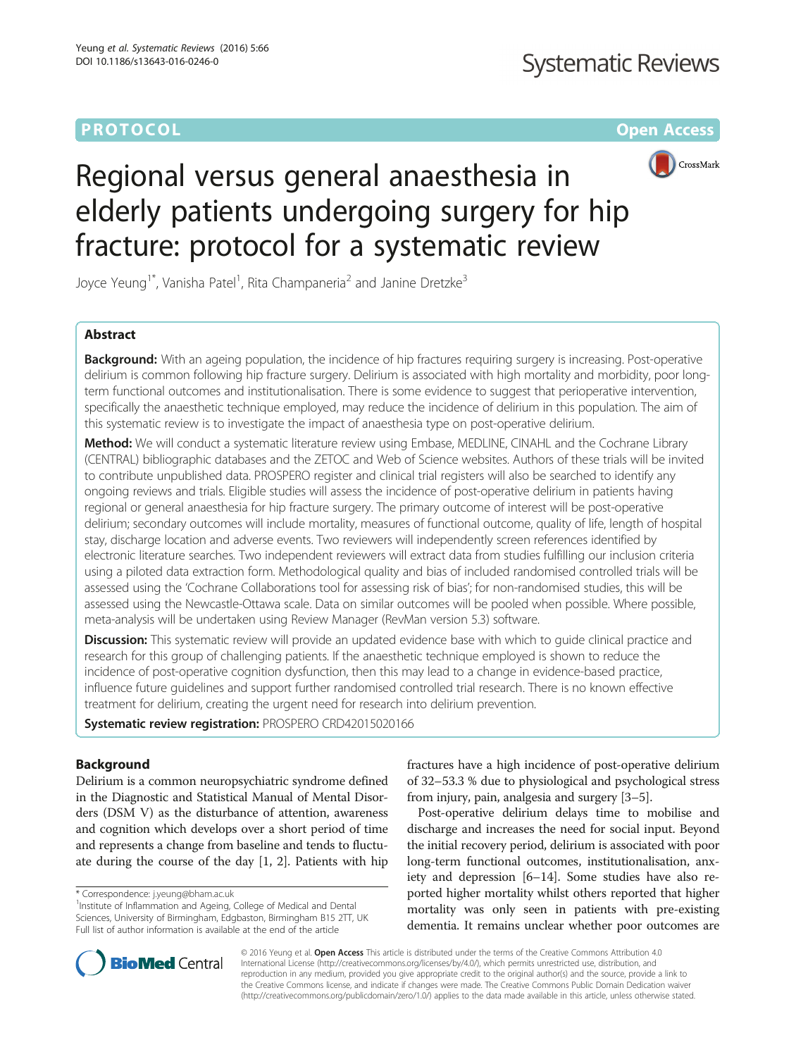PROTOCOL

Open Access

# Regional versus general anaesthesia in elderly patients undergoing surgery for hip fracture: protocol for a systematic review

Joyce Yeung[1*], Vanisha Patel[1], Rita Champaneria[2] and Janine Dretzke[3]

## Abstract

**Background:** With an ageing population, the incidence of hip fractures requiring surgery is increasing. Post-operative delirium is common following hip fracture surgery. Delirium is associated with high mortality and morbidity, poor long-term functional outcomes and institutionalisation. There is some evidence to suggest that perioperative intervention, specifically the anaesthetic technique employed, may reduce the incidence of delirium in this population. The aim of this systematic review is to investigate the impact of anaesthesia type on post-operative delirium.

**Method:** We will conduct a systematic literature review using Embase, MEDLINE, CINAHL and the Cochrane Library (CENTRAL) bibliographic databases and the ZETOC and Web of Science websites. Authors of these trials will be invited to contribute unpublished data. PROSPERO register and clinical trial registers will also be searched to identify any ongoing reviews and trials. Eligible studies will assess the incidence of post-operative delirium in patients having regional or general anaesthesia for hip fracture surgery. The primary outcome of interest will be post-operative delirium; secondary outcomes will include mortality, measures of functional outcome, quality of life, length of hospital stay, discharge location and adverse events. Two reviewers will independently screen references identified by electronic literature searches. Two independent reviewers will extract data from studies fulfilling our inclusion criteria using a piloted data extraction form. Methodological quality and bias of included randomised controlled trials will be assessed using the 'Cochrane Collaborations tool for assessing risk of bias'; for non-randomised studies, this will be assessed using the Newcastle-Ottawa scale. Data on similar outcomes will be pooled when possible. Where possible, meta-analysis will be undertaken using Review Manager (RevMan version 5.3) software.

**Discussion:** This systematic review will provide an updated evidence base with which to guide clinical practice and research for this group of challenging patients. If the anaesthetic technique employed is shown to reduce the incidence of post-operative cognition dysfunction, then this may lead to a change in evidence-based practice, influence future guidelines and support further randomised controlled trial research. There is no known effective treatment for delirium, creating the urgent need for research into delirium prevention.

**Systematic review registration:** PROSPERO CRD42015020166

## Background

Delirium is a common neuropsychiatric syndrome defined in the Diagnostic and Statistical Manual of Mental Disorders (DSM V) as the disturbance of attention, awareness and cognition which develops over a short period of time and represents a change from baseline and tends to fluctuate during the course of the day [1, 2]. Patients with hip fractures have a high incidence of post-operative delirium of 32–53.3 % due to physiological and psychological stress from injury, pain, analgesia and surgery [3–5].

Post-operative delirium delays time to mobilise and discharge and increases the need for social input. Beyond the initial recovery period, delirium is associated with poor long-term functional outcomes, institutionalisation, anxiety and depression [6–14]. Some studies have also reported higher mortality whilst others reported that higher mortality was only seen in patients with pre-existing dementia. It remains unclear whether poor outcomes are

\* Correspondence: j.yeung@bham.ac.uk
[1]Institute of Inflammation and Ageing, College of Medical and Dental Sciences, University of Birmingham, Edgbaston, Birmingham B15 2TT, UK
Full list of author information is available at the end of the article

© 2016 Yeung et al. **Open Access** This article is distributed under the terms of the Creative Commons Attribution 4.0 International License (http://creativecommons.org/licenses/by/4.0/), which permits unrestricted use, distribution, and reproduction in any medium, provided you give appropriate credit to the original author(s) and the source, provide a link to the Creative Commons license, and indicate if changes were made. The Creative Commons Public Domain Dedication waiver (http://creativecommons.org/publicdomain/zero/1.0/) applies to the data made available in this article, unless otherwise stated.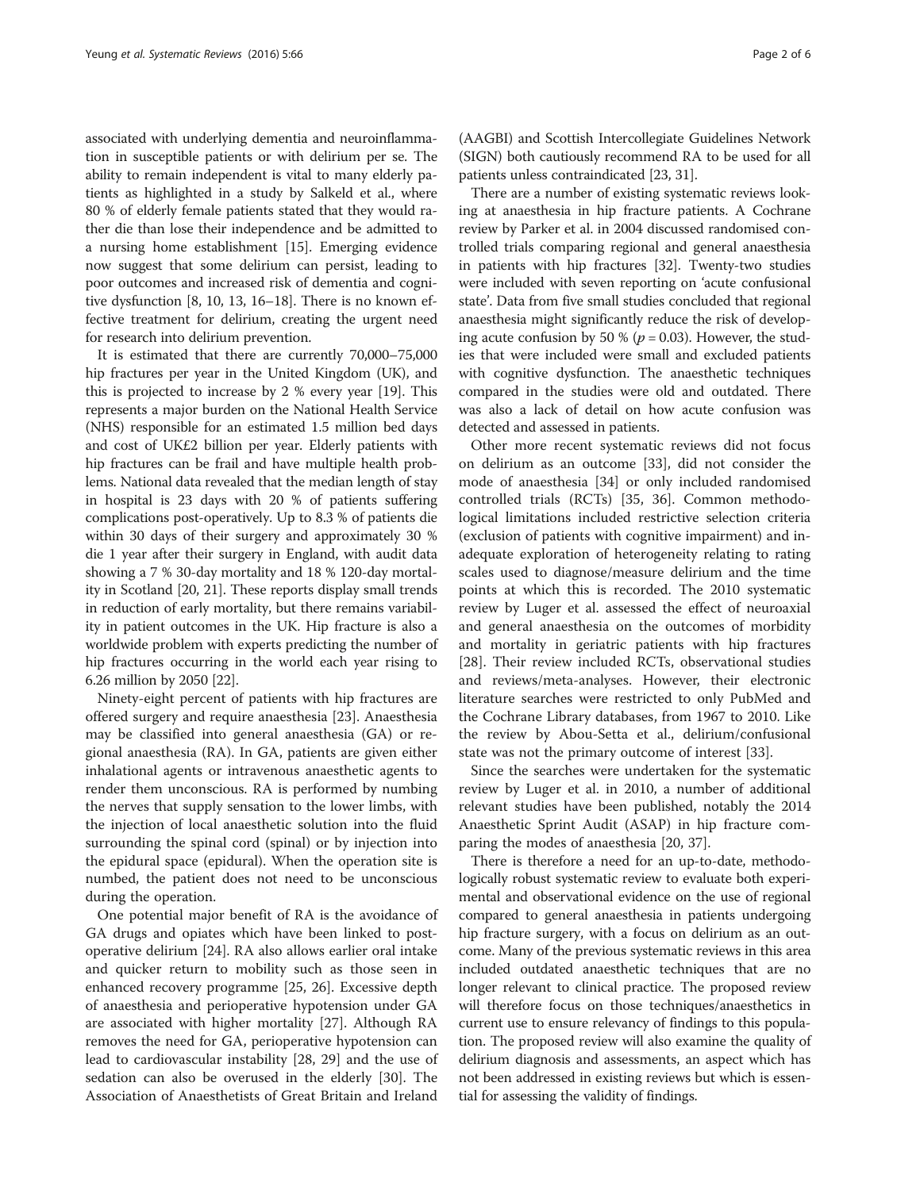associated with underlying dementia and neuroinflammation in susceptible patients or with delirium per se. The ability to remain independent is vital to many elderly patients as highlighted in a study by Salkeld et al., where 80 % of elderly female patients stated that they would rather die than lose their independence and be admitted to a nursing home establishment [15]. Emerging evidence now suggest that some delirium can persist, leading to poor outcomes and increased risk of dementia and cognitive dysfunction [8, 10, 13, 16–18]. There is no known effective treatment for delirium, creating the urgent need for research into delirium prevention.

It is estimated that there are currently 70,000–75,000 hip fractures per year in the United Kingdom (UK), and this is projected to increase by 2 % every year [19]. This represents a major burden on the National Health Service (NHS) responsible for an estimated 1.5 million bed days and cost of UK£2 billion per year. Elderly patients with hip fractures can be frail and have multiple health problems. National data revealed that the median length of stay in hospital is 23 days with 20 % of patients suffering complications post-operatively. Up to 8.3 % of patients die within 30 days of their surgery and approximately 30 % die 1 year after their surgery in England, with audit data showing a 7 % 30-day mortality and 18 % 120-day mortality in Scotland [20, 21]. These reports display small trends in reduction of early mortality, but there remains variability in patient outcomes in the UK. Hip fracture is also a worldwide problem with experts predicting the number of hip fractures occurring in the world each year rising to 6.26 million by 2050 [22].

Ninety-eight percent of patients with hip fractures are offered surgery and require anaesthesia [23]. Anaesthesia may be classified into general anaesthesia (GA) or regional anaesthesia (RA). In GA, patients are given either inhalational agents or intravenous anaesthetic agents to render them unconscious. RA is performed by numbing the nerves that supply sensation to the lower limbs, with the injection of local anaesthetic solution into the fluid surrounding the spinal cord (spinal) or by injection into the epidural space (epidural). When the operation site is numbed, the patient does not need to be unconscious during the operation.

One potential major benefit of RA is the avoidance of GA drugs and opiates which have been linked to postoperative delirium [24]. RA also allows earlier oral intake and quicker return to mobility such as those seen in enhanced recovery programme [25, 26]. Excessive depth of anaesthesia and perioperative hypotension under GA are associated with higher mortality [27]. Although RA removes the need for GA, perioperative hypotension can lead to cardiovascular instability [28, 29] and the use of sedation can also be overused in the elderly [30]. The Association of Anaesthetists of Great Britain and Ireland (AAGBI) and Scottish Intercollegiate Guidelines Network (SIGN) both cautiously recommend RA to be used for all patients unless contraindicated [23, 31].

There are a number of existing systematic reviews looking at anaesthesia in hip fracture patients. A Cochrane review by Parker et al. in 2004 discussed randomised controlled trials comparing regional and general anaesthesia in patients with hip fractures [32]. Twenty-two studies were included with seven reporting on 'acute confusional state'. Data from five small studies concluded that regional anaesthesia might significantly reduce the risk of developing acute confusion by 50 % ($p = 0.03$). However, the studies that were included were small and excluded patients with cognitive dysfunction. The anaesthetic techniques compared in the studies were old and outdated. There was also a lack of detail on how acute confusion was detected and assessed in patients.

Other more recent systematic reviews did not focus on delirium as an outcome [33], did not consider the mode of anaesthesia [34] or only included randomised controlled trials (RCTs) [35, 36]. Common methodological limitations included restrictive selection criteria (exclusion of patients with cognitive impairment) and inadequate exploration of heterogeneity relating to rating scales used to diagnose/measure delirium and the time points at which this is recorded. The 2010 systematic review by Luger et al. assessed the effect of neuroaxial and general anaesthesia on the outcomes of morbidity and mortality in geriatric patients with hip fractures [28]. Their review included RCTs, observational studies and reviews/meta-analyses. However, their electronic literature searches were restricted to only PubMed and the Cochrane Library databases, from 1967 to 2010. Like the review by Abou-Setta et al., delirium/confusional state was not the primary outcome of interest [33].

Since the searches were undertaken for the systematic review by Luger et al. in 2010, a number of additional relevant studies have been published, notably the 2014 Anaesthetic Sprint Audit (ASAP) in hip fracture comparing the modes of anaesthesia [20, 37].

There is therefore a need for an up-to-date, methodologically robust systematic review to evaluate both experimental and observational evidence on the use of regional compared to general anaesthesia in patients undergoing hip fracture surgery, with a focus on delirium as an outcome. Many of the previous systematic reviews in this area included outdated anaesthetic techniques that are no longer relevant to clinical practice. The proposed review will therefore focus on those techniques/anaesthetics in current use to ensure relevancy of findings to this population. The proposed review will also examine the quality of delirium diagnosis and assessments, an aspect which has not been addressed in existing reviews but which is essential for assessing the validity of findings.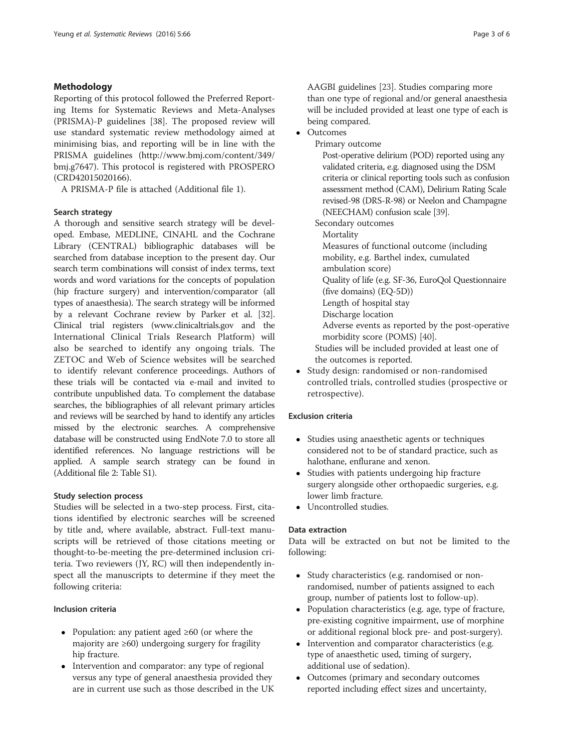## Methodology

Reporting of this protocol followed the Preferred Reporting Items for Systematic Reviews and Meta-Analyses (PRISMA)-P guidelines [38]. The proposed review will use standard systematic review methodology aimed at minimising bias, and reporting will be in line with the PRISMA guidelines (http://www.bmj.com/content/349/bmj.g7647). This protocol is registered with PROSPERO (CRD42015020166).

A PRISMA-P file is attached (Additional file 1).

### Search strategy

A thorough and sensitive search strategy will be developed. Embase, MEDLINE, CINAHL and the Cochrane Library (CENTRAL) bibliographic databases will be searched from database inception to the present day. Our search term combinations will consist of index terms, text words and word variations for the concepts of population (hip fracture surgery) and intervention/comparator (all types of anaesthesia). The search strategy will be informed by a relevant Cochrane review by Parker et al. [32]. Clinical trial registers (www.clinicaltrials.gov and the International Clinical Trials Research Platform) will also be searched to identify any ongoing trials. The ZETOC and Web of Science websites will be searched to identify relevant conference proceedings. Authors of these trials will be contacted via e-mail and invited to contribute unpublished data. To complement the database searches, the bibliographies of all relevant primary articles and reviews will be searched by hand to identify any articles missed by the electronic searches. A comprehensive database will be constructed using EndNote 7.0 to store all identified references. No language restrictions will be applied. A sample search strategy can be found in (Additional file 2: Table S1).

### Study selection process

Studies will be selected in a two-step process. First, citations identified by electronic searches will be screened by title and, where available, abstract. Full-text manuscripts will be retrieved of those citations meeting or thought-to-be-meeting the pre-determined inclusion criteria. Two reviewers (JY, RC) will then independently inspect all the manuscripts to determine if they meet the following criteria:

#### Inclusion criteria

- Population: any patient aged ≥60 (or where the majority are ≥60) undergoing surgery for fragility hip fracture.
- Intervention and comparator: any type of regional versus any type of general anaesthesia provided they are in current use such as those described in the UK AAGBI guidelines [23]. Studies comparing more than one type of regional and/or general anaesthesia will be included provided at least one type of each is being compared.
- Outcomes
  - Primary outcome
    - Post-operative delirium (POD) reported using any validated criteria, e.g. diagnosed using the DSM criteria or clinical reporting tools such as confusion assessment method (CAM), Delirium Rating Scale revised-98 (DRS-R-98) or Neelon and Champagne (NEECHAM) confusion scale [39].
  - Secondary outcomes
    - Mortality
    - Measures of functional outcome (including mobility, e.g. Barthel index, cumulated ambulation score)
    - Quality of life (e.g. SF-36, EuroQol Questionnaire (five domains) (EQ-5D))
    - Length of hospital stay
    - Discharge location
    - Adverse events as reported by the post-operative morbidity score (POMS) [40].
  - Studies will be included provided at least one of the outcomes is reported.
- Study design: randomised or non-randomised controlled trials, controlled studies (prospective or retrospective).

#### Exclusion criteria

- Studies using anaesthetic agents or techniques considered not to be of standard practice, such as halothane, enflurane and xenon.
- Studies with patients undergoing hip fracture surgery alongside other orthopaedic surgeries, e.g. lower limb fracture.
- Uncontrolled studies.

### Data extraction

Data will be extracted on but not be limited to the following:

- Study characteristics (e.g. randomised or non-randomised, number of patients assigned to each group, number of patients lost to follow-up).
- Population characteristics (e.g. age, type of fracture, pre-existing cognitive impairment, use of morphine or additional regional block pre- and post-surgery).
- Intervention and comparator characteristics (e.g. type of anaesthetic used, timing of surgery, additional use of sedation).
- Outcomes (primary and secondary outcomes reported including effect sizes and uncertainty,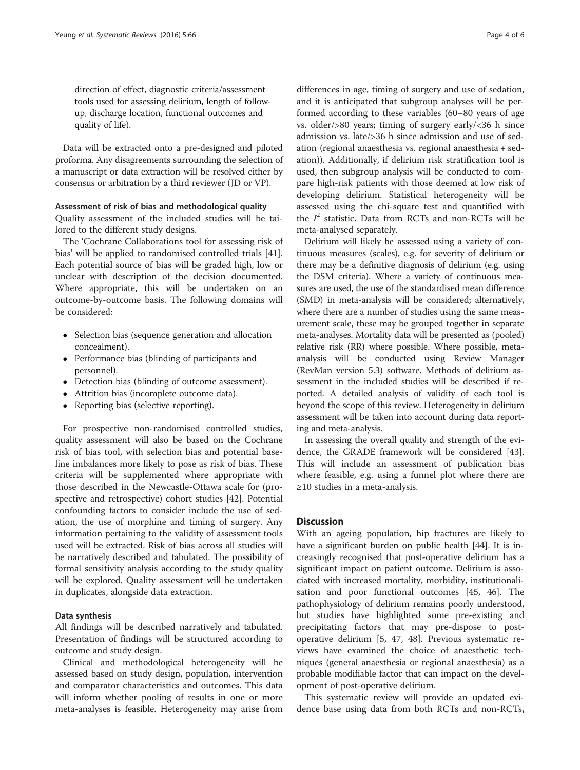direction of effect, diagnostic criteria/assessment tools used for assessing delirium, length of follow-up, discharge location, functional outcomes and quality of life).

Data will be extracted onto a pre-designed and piloted proforma. Any disagreements surrounding the selection of a manuscript or data extraction will be resolved either by consensus or arbitration by a third reviewer (JD or VP).

### Assessment of risk of bias and methodological quality

Quality assessment of the included studies will be tailored to the different study designs.

The 'Cochrane Collaborations tool for assessing risk of bias' will be applied to randomised controlled trials [41]. Each potential source of bias will be graded high, low or unclear with description of the decision documented. Where appropriate, this will be undertaken on an outcome-by-outcome basis. The following domains will be considered:

- Selection bias (sequence generation and allocation concealment).
- Performance bias (blinding of participants and personnel).
- Detection bias (blinding of outcome assessment).
- Attrition bias (incomplete outcome data).
- Reporting bias (selective reporting).

For prospective non-randomised controlled studies, quality assessment will also be based on the Cochrane risk of bias tool, with selection bias and potential baseline imbalances more likely to pose as risk of bias. These criteria will be supplemented where appropriate with those described in the Newcastle-Ottawa scale for (prospective and retrospective) cohort studies [42]. Potential confounding factors to consider include the use of sedation, the use of morphine and timing of surgery. Any information pertaining to the validity of assessment tools used will be extracted. Risk of bias across all studies will be narratively described and tabulated. The possibility of formal sensitivity analysis according to the study quality will be explored. Quality assessment will be undertaken in duplicates, alongside data extraction.

### Data synthesis

All findings will be described narratively and tabulated. Presentation of findings will be structured according to outcome and study design.

Clinical and methodological heterogeneity will be assessed based on study design, population, intervention and comparator characteristics and outcomes. This data will inform whether pooling of results in one or more meta-analyses is feasible. Heterogeneity may arise from differences in age, timing of surgery and use of sedation, and it is anticipated that subgroup analyses will be performed according to these variables (60–80 years of age vs. older/>80 years; timing of surgery early/<36 h since admission vs. late/>36 h since admission and use of sedation (regional anaesthesia vs. regional anaesthesia + sedation)). Additionally, if delirium risk stratification tool is used, then subgroup analysis will be conducted to compare high-risk patients with those deemed at low risk of developing delirium. Statistical heterogeneity will be assessed using the chi-square test and quantified with the $I^2$ statistic. Data from RCTs and non-RCTs will be meta-analysed separately.

Delirium will likely be assessed using a variety of continuous measures (scales), e.g. for severity of delirium or there may be a definitive diagnosis of delirium (e.g. using the DSM criteria). Where a variety of continuous measures are used, the use of the standardised mean difference (SMD) in meta-analysis will be considered; alternatively, where there are a number of studies using the same measurement scale, these may be grouped together in separate meta-analyses. Mortality data will be presented as (pooled) relative risk (RR) where possible. Where possible, meta-analysis will be conducted using Review Manager (RevMan version 5.3) software. Methods of delirium assessment in the included studies will be described if reported. A detailed analysis of validity of each tool is beyond the scope of this review. Heterogeneity in delirium assessment will be taken into account during data reporting and meta-analysis.

In assessing the overall quality and strength of the evidence, the GRADE framework will be considered [43]. This will include an assessment of publication bias where feasible, e.g. using a funnel plot where there are ≥10 studies in a meta-analysis.

## Discussion

With an ageing population, hip fractures are likely to have a significant burden on public health [44]. It is increasingly recognised that post-operative delirium has a significant impact on patient outcome. Delirium is associated with increased mortality, morbidity, institutionalisation and poor functional outcomes [45, 46]. The pathophysiology of delirium remains poorly understood, but studies have highlighted some pre-existing and precipitating factors that may pre-dispose to post-operative delirium [5, 47, 48]. Previous systematic reviews have examined the choice of anaesthetic techniques (general anaesthesia or regional anaesthesia) as a probable modifiable factor that can impact on the development of post-operative delirium.

This systematic review will provide an updated evidence base using data from both RCTs and non-RCTs,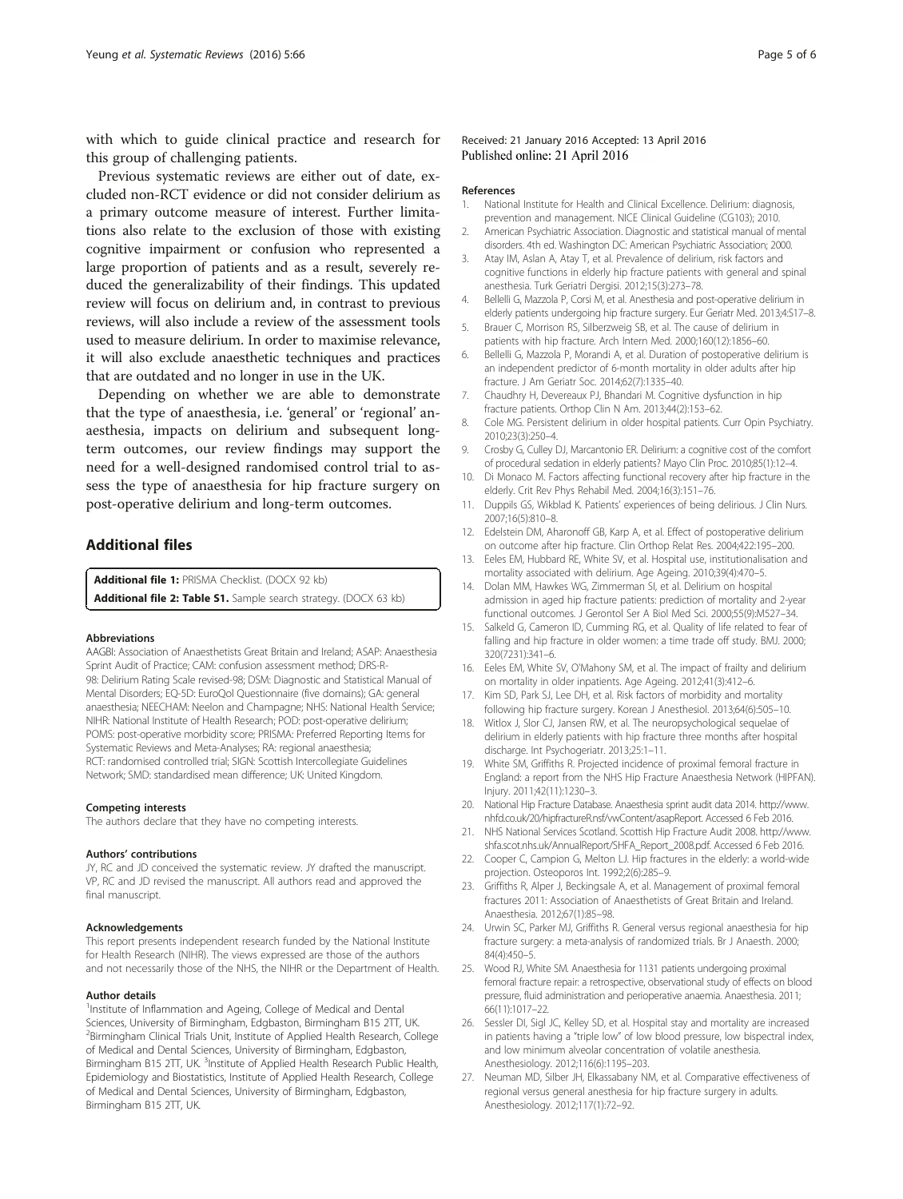with which to guide clinical practice and research for this group of challenging patients.

Previous systematic reviews are either out of date, excluded non-RCT evidence or did not consider delirium as a primary outcome measure of interest. Further limitations also relate to the exclusion of those with existing cognitive impairment or confusion who represented a large proportion of patients and as a result, severely reduced the generalizability of their findings. This updated review will focus on delirium and, in contrast to previous reviews, will also include a review of the assessment tools used to measure delirium. In order to maximise relevance, it will also exclude anaesthetic techniques and practices that are outdated and no longer in use in the UK.

Depending on whether we are able to demonstrate that the type of anaesthesia, i.e. 'general' or 'regional' anaesthesia, impacts on delirium and subsequent long-term outcomes, our review findings may support the need for a well-designed randomised control trial to assess the type of anaesthesia for hip fracture surgery on post-operative delirium and long-term outcomes.

## Additional files

**Additional file 1:** PRISMA Checklist. (DOCX 92 kb)
**Additional file 2: Table S1.** Sample search strategy. (DOCX 63 kb)

#### Abbreviations

AAGBI: Association of Anaesthetists Great Britain and Ireland; ASAP: Anaesthesia Sprint Audit of Practice; CAM: confusion assessment method; DRS-R-98: Delirium Rating Scale revised-98; DSM: Diagnostic and Statistical Manual of Mental Disorders; EQ-5D: EuroQol Questionnaire (five domains); GA: general anaesthesia; NEECHAM: Neelon and Champagne; NHS: National Health Service; NIHR: National Institute of Health Research; POD: post-operative delirium; POMS: post-operative morbidity score; PRISMA: Preferred Reporting Items for Systematic Reviews and Meta-Analyses; RA: regional anaesthesia; RCT: randomised controlled trial; SIGN: Scottish Intercollegiate Guidelines Network; SMD: standardised mean difference; UK: United Kingdom.

#### Competing interests

The authors declare that they have no competing interests.

#### Authors' contributions

JY, RC and JD conceived the systematic review. JY drafted the manuscript. VP, RC and JD revised the manuscript. All authors read and approved the final manuscript.

#### Acknowledgements

This report presents independent research funded by the National Institute for Health Research (NIHR). The views expressed are those of the authors and not necessarily those of the NHS, the NIHR or the Department of Health.

#### Author details

[1]Institute of Inflammation and Ageing, College of Medical and Dental Sciences, University of Birmingham, Edgbaston, Birmingham B15 2TT, UK. [2]Birmingham Clinical Trials Unit, Institute of Applied Health Research, College of Medical and Dental Sciences, University of Birmingham, Edgbaston, Birmingham B15 2TT, UK. [3]Institute of Applied Health Research Public Health, Epidemiology and Biostatistics, Institute of Applied Health Research, College of Medical and Dental Sciences, University of Birmingham, Edgbaston, Birmingham B15 2TT, UK.

Received: 21 January 2016 Accepted: 13 April 2016
Published online: 21 April 2016

#### References

1. National Institute for Health and Clinical Excellence. Delirium: diagnosis, prevention and management. NICE Clinical Guideline (CG103); 2010.
2. American Psychiatric Association. Diagnostic and statistical manual of mental disorders. 4th ed. Washington DC: American Psychiatric Association; 2000.
3. Atay IM, Aslan A, Atay T, et al. Prevalence of delirium, risk factors and cognitive functions in elderly hip fracture patients with general and spinal anesthesia. Turk Geriatri Dergisi. 2012;15(3):273–78.
4. Bellelli G, Mazzola P, Corsi M, et al. Anesthesia and post-operative delirium in elderly patients undergoing hip fracture surgery. Eur Geriatr Med. 2013;4:S17–8.
5. Brauer C, Morrison RS, Silberzweig SB, et al. The cause of delirium in patients with hip fracture. Arch Intern Med. 2000;160(12):1856–60.
6. Bellelli G, Mazzola P, Morandi A, et al. Duration of postoperative delirium is an independent predictor of 6-month mortality in older adults after hip fracture. J Am Geriatr Soc. 2014;62(7):1335–40.
7. Chaudhry H, Devereaux PJ, Bhandari M. Cognitive dysfunction in hip fracture patients. Orthop Clin N Am. 2013;44(2):153–62.
8. Cole MG. Persistent delirium in older hospital patients. Curr Opin Psychiatry. 2010;23(3):250–4.
9. Crosby G, Culley DJ, Marcantonio ER. Delirium: a cognitive cost of the comfort of procedural sedation in elderly patients? Mayo Clin Proc. 2010;85(1):12–4.
10. Di Monaco M. Factors affecting functional recovery after hip fracture in the elderly. Crit Rev Phys Rehabil Med. 2004;16(3):151–76.
11. Duppils GS, Wikblad K. Patients' experiences of being delirious. J Clin Nurs. 2007;16(5):810–8.
12. Edelstein DM, Aharonoff GB, Karp A, et al. Effect of postoperative delirium on outcome after hip fracture. Clin Orthop Relat Res. 2004;422:195–200.
13. Eeles EM, Hubbard RE, White SV, et al. Hospital use, institutionalisation and mortality associated with delirium. Age Ageing. 2010;39(4):470–5.
14. Dolan MM, Hawkes WG, Zimmerman SI, et al. Delirium on hospital admission in aged hip fracture patients: prediction of mortality and 2-year functional outcomes. J Gerontol Ser A Biol Med Sci. 2000;55(9):M527–34.
15. Salkeld G, Cameron ID, Cumming RG, et al. Quality of life related to fear of falling and hip fracture in older women: a time trade off study. BMJ. 2000; 320(7231):341–6.
16. Eeles EM, White SV, O'Mahony SM, et al. The impact of frailty and delirium on mortality in older inpatients. Age Ageing. 2012;41(3):412–6.
17. Kim SD, Park SJ, Lee DH, et al. Risk factors of morbidity and mortality following hip fracture surgery. Korean J Anesthesiol. 2013;64(6):505–10.
18. Witlox J, Slor CJ, Jansen RW, et al. The neuropsychological sequelae of delirium in elderly patients with hip fracture three months after hospital discharge. Int Psychogeriatr. 2013;25:1–11.
19. White SM, Griffiths R. Projected incidence of proximal femoral fracture in England: a report from the NHS Hip Fracture Anaesthesia Network (HIPFAN). Injury. 2011;42(11):1230–3.
20. National Hip Fracture Database. Anaesthesia sprint audit data 2014. http://www.nhfd.co.uk/20/hipfractureR.nsf/vwContent/asapReport. Accessed 6 Feb 2016.
21. NHS National Services Scotland. Scottish Hip Fracture Audit 2008. http://www.shfa.scot.nhs.uk/AnnualReport/SHFA_Report_2008.pdf. Accessed 6 Feb 2016.
22. Cooper C, Campion G, Melton LJ. Hip fractures in the elderly: a world-wide projection. Osteoporos Int. 1992;2(6):285–9.
23. Griffiths R, Alper J, Beckingsale A, et al. Management of proximal femoral fractures 2011: Association of Anaesthetists of Great Britain and Ireland. Anaesthesia. 2012;67(1):85–98.
24. Urwin SC, Parker MJ, Griffiths R. General versus regional anaesthesia for hip fracture surgery: a meta-analysis of randomized trials. Br J Anaesth. 2000; 84(4):450–5.
25. Wood RJ, White SM. Anaesthesia for 1131 patients undergoing proximal femoral fracture repair: a retrospective, observational study of effects on blood pressure, fluid administration and perioperative anaemia. Anaesthesia. 2011; 66(11):1017–22.
26. Sessler DI, Sigl JC, Kelley SD, et al. Hospital stay and mortality are increased in patients having a "triple low" of low blood pressure, low bispectral index, and low minimum alveolar concentration of volatile anesthesia. Anesthesiology. 2012;116(6):1195–203.
27. Neuman MD, Silber JH, Elkassabany NM, et al. Comparative effectiveness of regional versus general anesthesia for hip fracture surgery in adults. Anesthesiology. 2012;117(1):72–92.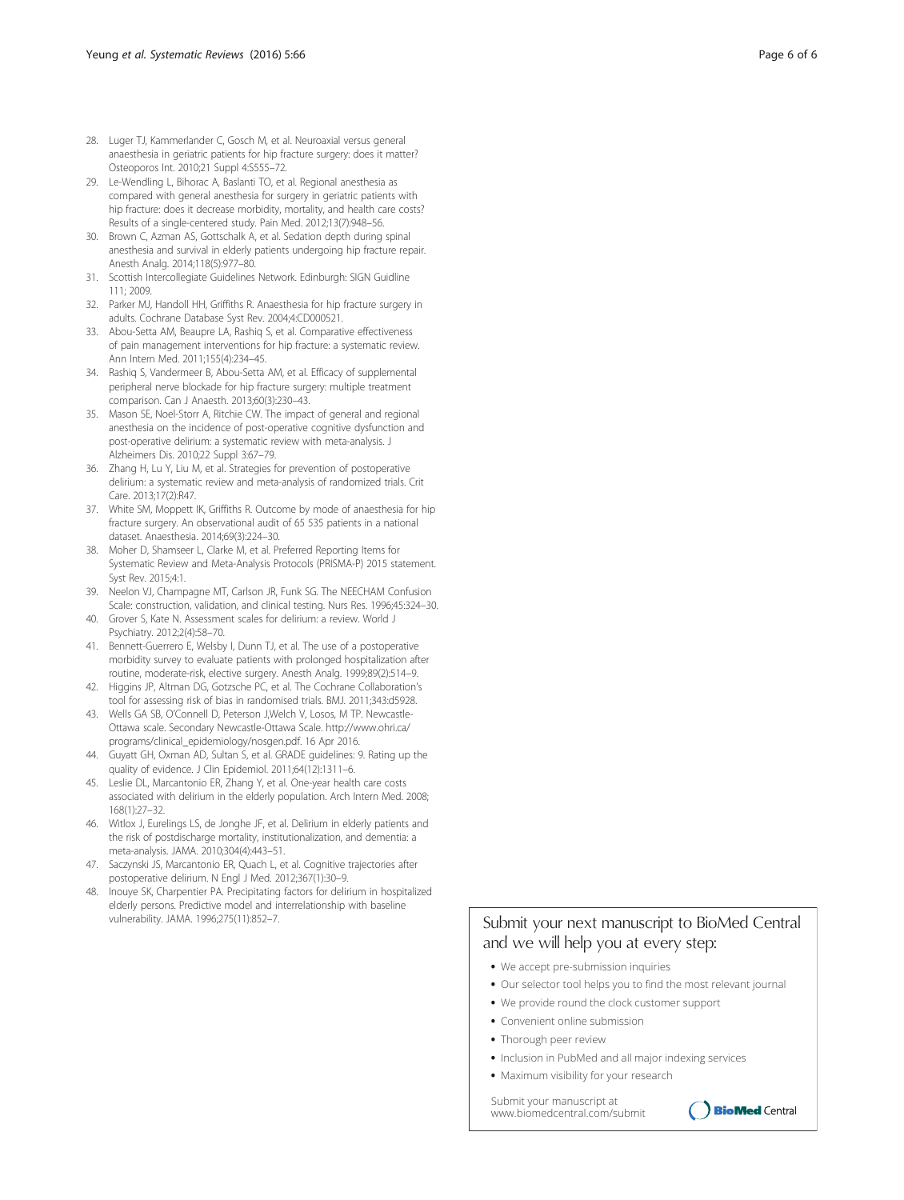28. Luger TJ, Kammerlander C, Gosch M, et al. Neuroaxial versus general anaesthesia in geriatric patients for hip fracture surgery: does it matter? Osteoporos Int. 2010;21 Suppl 4:S555–72.
29. Le-Wendling L, Bihorac A, Baslanti TO, et al. Regional anesthesia as compared with general anesthesia for surgery in geriatric patients with hip fracture: does it decrease morbidity, mortality, and health care costs? Results of a single-centered study. Pain Med. 2012;13(7):948–56.
30. Brown C, Azman AS, Gottschalk A, et al. Sedation depth during spinal anesthesia and survival in elderly patients undergoing hip fracture repair. Anesth Analg. 2014;118(5):977–80.
31. Scottish Intercollegiate Guidelines Network. Edinburgh: SIGN Guidline 111; 2009.
32. Parker MJ, Handoll HH, Griffiths R. Anaesthesia for hip fracture surgery in adults. Cochrane Database Syst Rev. 2004;4:CD000521.
33. Abou-Setta AM, Beaupre LA, Rashiq S, et al. Comparative effectiveness of pain management interventions for hip fracture: a systematic review. Ann Intern Med. 2011;155(4):234–45.
34. Rashiq S, Vandermeer B, Abou-Setta AM, et al. Efficacy of supplemental peripheral nerve blockade for hip fracture surgery: multiple treatment comparison. Can J Anaesth. 2013;60(3):230–43.
35. Mason SE, Noel-Storr A, Ritchie CW. The impact of general and regional anesthesia on the incidence of post-operative cognitive dysfunction and post-operative delirium: a systematic review with meta-analysis. J Alzheimers Dis. 2010;22 Suppl 3:67–79.
36. Zhang H, Lu Y, Liu M, et al. Strategies for prevention of postoperative delirium: a systematic review and meta-analysis of randomized trials. Crit Care. 2013;17(2):R47.
37. White SM, Moppett IK, Griffiths R. Outcome by mode of anaesthesia for hip fracture surgery. An observational audit of 65 535 patients in a national dataset. Anaesthesia. 2014;69(3):224–30.
38. Moher D, Shamseer L, Clarke M, et al. Preferred Reporting Items for Systematic Review and Meta-Analysis Protocols (PRISMA-P) 2015 statement. Syst Rev. 2015;4:1.
39. Neelon VJ, Champagne MT, Carlson JR, Funk SG. The NEECHAM Confusion Scale: construction, validation, and clinical testing. Nurs Res. 1996;45:324–30.
40. Grover S, Kate N. Assessment scales for delirium: a review. World J Psychiatry. 2012;2(4):58–70.
41. Bennett-Guerrero E, Welsby I, Dunn TJ, et al. The use of a postoperative morbidity survey to evaluate patients with prolonged hospitalization after routine, moderate-risk, elective surgery. Anesth Analg. 1999;89(2):514–9.
42. Higgins JP, Altman DG, Gotzsche PC, et al. The Cochrane Collaboration's tool for assessing risk of bias in randomised trials. BMJ. 2011;343:d5928.
43. Wells GA SB, O'Connell D, Peterson J,Welch V, Losos, M TP. Newcastle-Ottawa scale. Secondary Newcastle-Ottawa Scale. http://www.ohri.ca/programs/clinical_epidemiology/nosgen.pdf. 16 Apr 2016.
44. Guyatt GH, Oxman AD, Sultan S, et al. GRADE guidelines: 9. Rating up the quality of evidence. J Clin Epidemiol. 2011;64(12):1311–6.
45. Leslie DL, Marcantonio ER, Zhang Y, et al. One-year health care costs associated with delirium in the elderly population. Arch Intern Med. 2008;168(1):27–32.
46. Witlox J, Eurelings LS, de Jonghe JF, et al. Delirium in elderly patients and the risk of postdischarge mortality, institutionalization, and dementia: a meta-analysis. JAMA. 2010;304(4):443–51.
47. Saczynski JS, Marcantonio ER, Quach L, et al. Cognitive trajectories after postoperative delirium. N Engl J Med. 2012;367(1):30–9.
48. Inouye SK, Charpentier PA. Precipitating factors for delirium in hospitalized elderly persons. Predictive model and interrelationship with baseline vulnerability. JAMA. 1996;275(11):852–7.

Submit your next manuscript to BioMed Central and we will help you at every step:

- We accept pre-submission inquiries
- Our selector tool helps you to find the most relevant journal
- We provide round the clock customer support
- Convenient online submission
- Thorough peer review
- Inclusion in PubMed and all major indexing services
- Maximum visibility for your research

Submit your manuscript at
www.biomedcentral.com/submit

BioMed Central